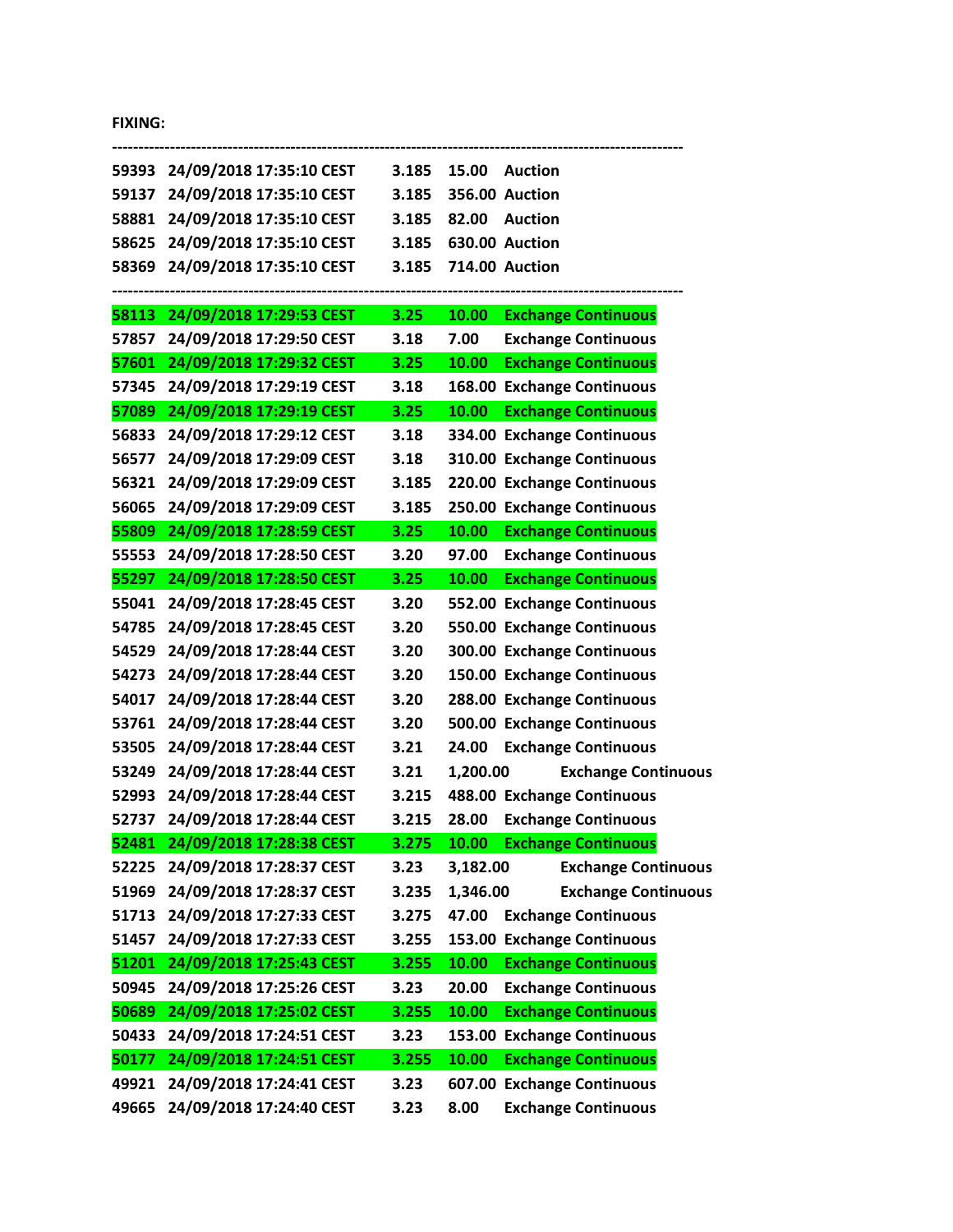**FIXING:**

---

| | | | | |
|---|---|---|---|---|
| 59393 | 24/09/2018 17:35:10 CEST | 3.185 | 15.00 | Auction |
| 59137 | 24/09/2018 17:35:10 CEST | 3.185 | 356.00 | Auction |
| 58881 | 24/09/2018 17:35:10 CEST | 3.185 | 82.00 | Auction |
| 58625 | 24/09/2018 17:35:10 CEST | 3.185 | 630.00 | Auction |
| 58369 | 24/09/2018 17:35:10 CEST | 3.185 | 714.00 | Auction |

---

| | | | | |
|---|---|---|---|---|
| 58113 | 24/09/2018 17:29:53 CEST | 3.25 | 10.00 | Exchange Continuous |
| 57857 | 24/09/2018 17:29:50 CEST | 3.18 | 7.00 | Exchange Continuous |
| 57601 | 24/09/2018 17:29:32 CEST | 3.25 | 10.00 | Exchange Continuous |
| 57345 | 24/09/2018 17:29:19 CEST | 3.18 | 168.00 | Exchange Continuous |
| 57089 | 24/09/2018 17:29:19 CEST | 3.25 | 10.00 | Exchange Continuous |
| 56833 | 24/09/2018 17:29:12 CEST | 3.18 | 334.00 | Exchange Continuous |
| 56577 | 24/09/2018 17:29:09 CEST | 3.18 | 310.00 | Exchange Continuous |
| 56321 | 24/09/2018 17:29:09 CEST | 3.185 | 220.00 | Exchange Continuous |
| 56065 | 24/09/2018 17:29:09 CEST | 3.185 | 250.00 | Exchange Continuous |
| 55809 | 24/09/2018 17:28:59 CEST | 3.25 | 10.00 | Exchange Continuous |
| 55553 | 24/09/2018 17:28:50 CEST | 3.20 | 97.00 | Exchange Continuous |
| 55297 | 24/09/2018 17:28:50 CEST | 3.25 | 10.00 | Exchange Continuous |
| 55041 | 24/09/2018 17:28:45 CEST | 3.20 | 552.00 | Exchange Continuous |
| 54785 | 24/09/2018 17:28:45 CEST | 3.20 | 550.00 | Exchange Continuous |
| 54529 | 24/09/2018 17:28:44 CEST | 3.20 | 300.00 | Exchange Continuous |
| 54273 | 24/09/2018 17:28:44 CEST | 3.20 | 150.00 | Exchange Continuous |
| 54017 | 24/09/2018 17:28:44 CEST | 3.20 | 288.00 | Exchange Continuous |
| 53761 | 24/09/2018 17:28:44 CEST | 3.20 | 500.00 | Exchange Continuous |
| 53505 | 24/09/2018 17:28:44 CEST | 3.21 | 24.00 | Exchange Continuous |
| 53249 | 24/09/2018 17:28:44 CEST | 3.21 | 1,200.00 | Exchange Continuous |
| 52993 | 24/09/2018 17:28:44 CEST | 3.215 | 488.00 | Exchange Continuous |
| 52737 | 24/09/2018 17:28:44 CEST | 3.215 | 28.00 | Exchange Continuous |
| 52481 | 24/09/2018 17:28:38 CEST | 3.275 | 10.00 | Exchange Continuous |
| 52225 | 24/09/2018 17:28:37 CEST | 3.23 | 3,182.00 | Exchange Continuous |
| 51969 | 24/09/2018 17:28:37 CEST | 3.235 | 1,346.00 | Exchange Continuous |
| 51713 | 24/09/2018 17:27:33 CEST | 3.275 | 47.00 | Exchange Continuous |
| 51457 | 24/09/2018 17:27:33 CEST | 3.255 | 153.00 | Exchange Continuous |
| 51201 | 24/09/2018 17:25:43 CEST | 3.255 | 10.00 | Exchange Continuous |
| 50945 | 24/09/2018 17:25:26 CEST | 3.23 | 20.00 | Exchange Continuous |
| 50689 | 24/09/2018 17:25:02 CEST | 3.255 | 10.00 | Exchange Continuous |
| 50433 | 24/09/2018 17:24:51 CEST | 3.23 | 153.00 | Exchange Continuous |
| 50177 | 24/09/2018 17:24:51 CEST | 3.255 | 10.00 | Exchange Continuous |
| 49921 | 24/09/2018 17:24:41 CEST | 3.23 | 607.00 | Exchange Continuous |
| 49665 | 24/09/2018 17:24:40 CEST | 3.23 | 8.00 | Exchange Continuous |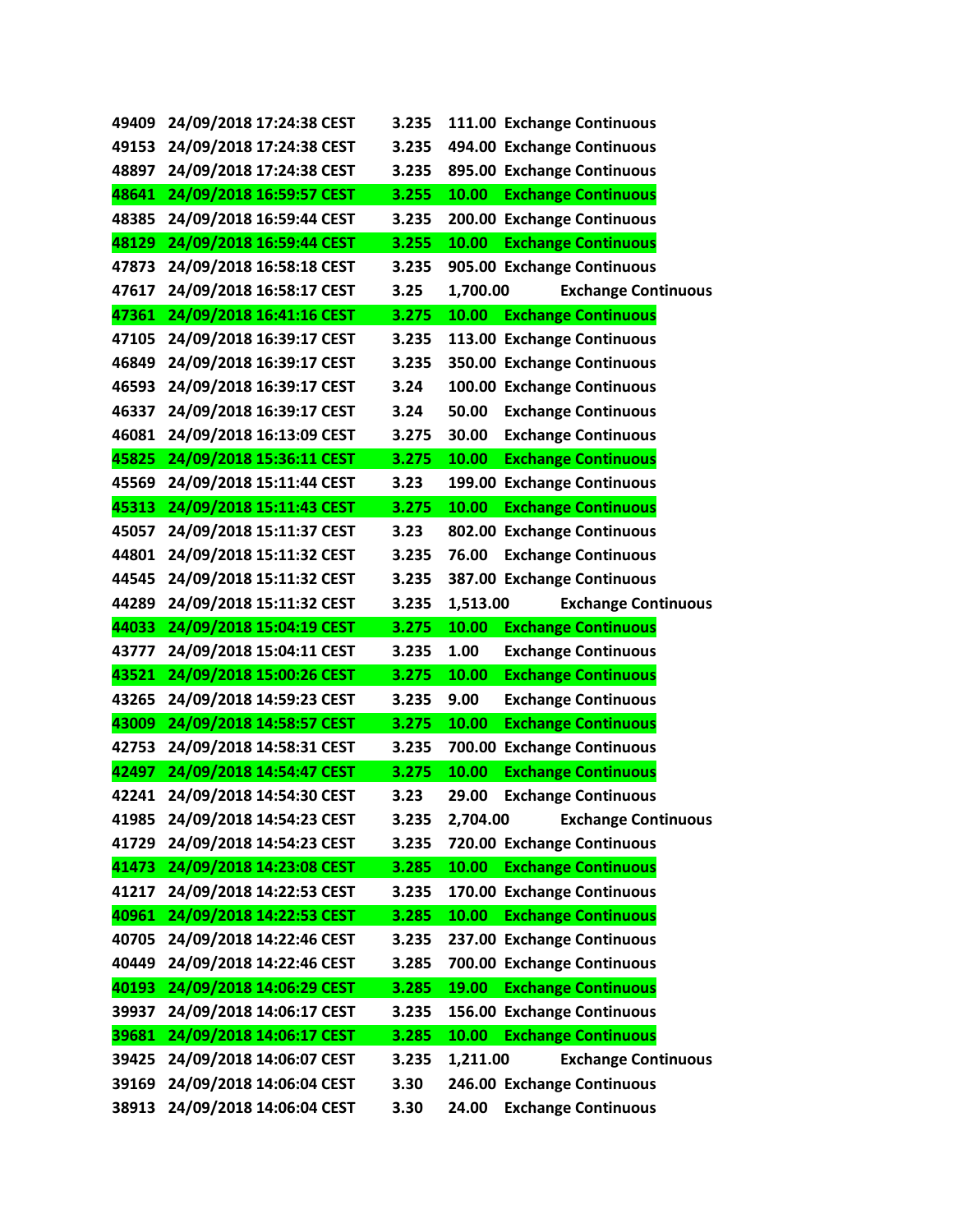| | | | | |
|---|---|---|---|---|
| 49409 | 24/09/2018 17:24:38 CEST | 3.235 | 111.00 | Exchange Continuous |
| 49153 | 24/09/2018 17:24:38 CEST | 3.235 | 494.00 | Exchange Continuous |
| 48897 | 24/09/2018 17:24:38 CEST | 3.235 | 895.00 | Exchange Continuous |
| 48641 | 24/09/2018 16:59:57 CEST | 3.255 | 10.00 | Exchange Continuous |
| 48385 | 24/09/2018 16:59:44 CEST | 3.235 | 200.00 | Exchange Continuous |
| 48129 | 24/09/2018 16:59:44 CEST | 3.255 | 10.00 | Exchange Continuous |
| 47873 | 24/09/2018 16:58:18 CEST | 3.235 | 905.00 | Exchange Continuous |
| 47617 | 24/09/2018 16:58:17 CEST | 3.25 | 1,700.00 | Exchange Continuous |
| 47361 | 24/09/2018 16:41:16 CEST | 3.275 | 10.00 | Exchange Continuous |
| 47105 | 24/09/2018 16:39:17 CEST | 3.235 | 113.00 | Exchange Continuous |
| 46849 | 24/09/2018 16:39:17 CEST | 3.235 | 350.00 | Exchange Continuous |
| 46593 | 24/09/2018 16:39:17 CEST | 3.24 | 100.00 | Exchange Continuous |
| 46337 | 24/09/2018 16:39:17 CEST | 3.24 | 50.00 | Exchange Continuous |
| 46081 | 24/09/2018 16:13:09 CEST | 3.275 | 30.00 | Exchange Continuous |
| 45825 | 24/09/2018 15:36:11 CEST | 3.275 | 10.00 | Exchange Continuous |
| 45569 | 24/09/2018 15:11:44 CEST | 3.23 | 199.00 | Exchange Continuous |
| 45313 | 24/09/2018 15:11:43 CEST | 3.275 | 10.00 | Exchange Continuous |
| 45057 | 24/09/2018 15:11:37 CEST | 3.23 | 802.00 | Exchange Continuous |
| 44801 | 24/09/2018 15:11:32 CEST | 3.235 | 76.00 | Exchange Continuous |
| 44545 | 24/09/2018 15:11:32 CEST | 3.235 | 387.00 | Exchange Continuous |
| 44289 | 24/09/2018 15:11:32 CEST | 3.235 | 1,513.00 | Exchange Continuous |
| 44033 | 24/09/2018 15:04:19 CEST | 3.275 | 10.00 | Exchange Continuous |
| 43777 | 24/09/2018 15:04:11 CEST | 3.235 | 1.00 | Exchange Continuous |
| 43521 | 24/09/2018 15:00:26 CEST | 3.275 | 10.00 | Exchange Continuous |
| 43265 | 24/09/2018 14:59:23 CEST | 3.235 | 9.00 | Exchange Continuous |
| 43009 | 24/09/2018 14:58:57 CEST | 3.275 | 10.00 | Exchange Continuous |
| 42753 | 24/09/2018 14:58:31 CEST | 3.235 | 700.00 | Exchange Continuous |
| 42497 | 24/09/2018 14:54:47 CEST | 3.275 | 10.00 | Exchange Continuous |
| 42241 | 24/09/2018 14:54:30 CEST | 3.23 | 29.00 | Exchange Continuous |
| 41985 | 24/09/2018 14:54:23 CEST | 3.235 | 2,704.00 | Exchange Continuous |
| 41729 | 24/09/2018 14:54:23 CEST | 3.235 | 720.00 | Exchange Continuous |
| 41473 | 24/09/2018 14:23:08 CEST | 3.285 | 10.00 | Exchange Continuous |
| 41217 | 24/09/2018 14:22:53 CEST | 3.235 | 170.00 | Exchange Continuous |
| 40961 | 24/09/2018 14:22:53 CEST | 3.285 | 10.00 | Exchange Continuous |
| 40705 | 24/09/2018 14:22:46 CEST | 3.235 | 237.00 | Exchange Continuous |
| 40449 | 24/09/2018 14:22:46 CEST | 3.285 | 700.00 | Exchange Continuous |
| 40193 | 24/09/2018 14:06:29 CEST | 3.285 | 19.00 | Exchange Continuous |
| 39937 | 24/09/2018 14:06:17 CEST | 3.235 | 156.00 | Exchange Continuous |
| 39681 | 24/09/2018 14:06:17 CEST | 3.285 | 10.00 | Exchange Continuous |
| 39425 | 24/09/2018 14:06:07 CEST | 3.235 | 1,211.00 | Exchange Continuous |
| 39169 | 24/09/2018 14:06:04 CEST | 3.30 | 246.00 | Exchange Continuous |
| 38913 | 24/09/2018 14:06:04 CEST | 3.30 | 24.00 | Exchange Continuous |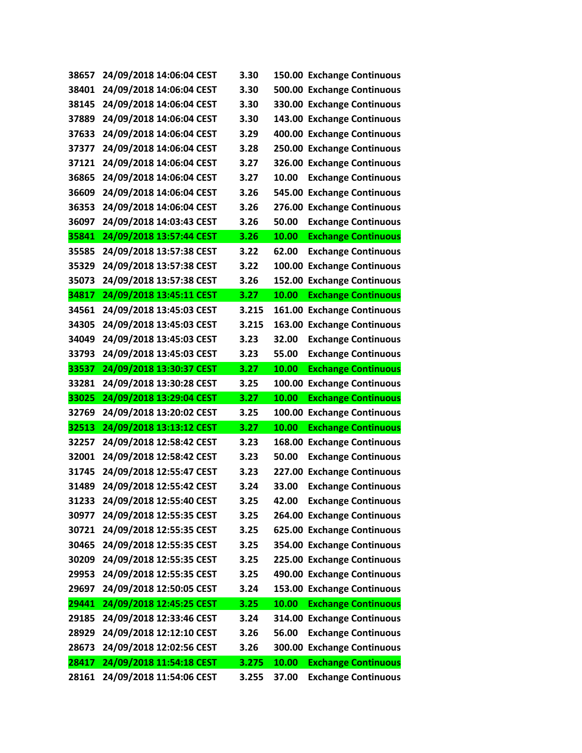| | | | | |
|---|---|---|---|---|
| 38657 | 24/09/2018 14:06:04 CEST | 3.30 | 150.00 | Exchange Continuous |
| 38401 | 24/09/2018 14:06:04 CEST | 3.30 | 500.00 | Exchange Continuous |
| 38145 | 24/09/2018 14:06:04 CEST | 3.30 | 330.00 | Exchange Continuous |
| 37889 | 24/09/2018 14:06:04 CEST | 3.30 | 143.00 | Exchange Continuous |
| 37633 | 24/09/2018 14:06:04 CEST | 3.29 | 400.00 | Exchange Continuous |
| 37377 | 24/09/2018 14:06:04 CEST | 3.28 | 250.00 | Exchange Continuous |
| 37121 | 24/09/2018 14:06:04 CEST | 3.27 | 326.00 | Exchange Continuous |
| 36865 | 24/09/2018 14:06:04 CEST | 3.27 | 10.00 | Exchange Continuous |
| 36609 | 24/09/2018 14:06:04 CEST | 3.26 | 545.00 | Exchange Continuous |
| 36353 | 24/09/2018 14:06:04 CEST | 3.26 | 276.00 | Exchange Continuous |
| 36097 | 24/09/2018 14:03:43 CEST | 3.26 | 50.00 | Exchange Continuous |
| 35841 | 24/09/2018 13:57:44 CEST | 3.26 | 10.00 | Exchange Continuous |
| 35585 | 24/09/2018 13:57:38 CEST | 3.22 | 62.00 | Exchange Continuous |
| 35329 | 24/09/2018 13:57:38 CEST | 3.22 | 100.00 | Exchange Continuous |
| 35073 | 24/09/2018 13:57:38 CEST | 3.26 | 152.00 | Exchange Continuous |
| 34817 | 24/09/2018 13:45:11 CEST | 3.27 | 10.00 | Exchange Continuous |
| 34561 | 24/09/2018 13:45:03 CEST | 3.215 | 161.00 | Exchange Continuous |
| 34305 | 24/09/2018 13:45:03 CEST | 3.215 | 163.00 | Exchange Continuous |
| 34049 | 24/09/2018 13:45:03 CEST | 3.23 | 32.00 | Exchange Continuous |
| 33793 | 24/09/2018 13:45:03 CEST | 3.23 | 55.00 | Exchange Continuous |
| 33537 | 24/09/2018 13:30:37 CEST | 3.27 | 10.00 | Exchange Continuous |
| 33281 | 24/09/2018 13:30:28 CEST | 3.25 | 100.00 | Exchange Continuous |
| 33025 | 24/09/2018 13:29:04 CEST | 3.27 | 10.00 | Exchange Continuous |
| 32769 | 24/09/2018 13:20:02 CEST | 3.25 | 100.00 | Exchange Continuous |
| 32513 | 24/09/2018 13:13:12 CEST | 3.27 | 10.00 | Exchange Continuous |
| 32257 | 24/09/2018 12:58:42 CEST | 3.23 | 168.00 | Exchange Continuous |
| 32001 | 24/09/2018 12:58:42 CEST | 3.23 | 50.00 | Exchange Continuous |
| 31745 | 24/09/2018 12:55:47 CEST | 3.23 | 227.00 | Exchange Continuous |
| 31489 | 24/09/2018 12:55:42 CEST | 3.24 | 33.00 | Exchange Continuous |
| 31233 | 24/09/2018 12:55:40 CEST | 3.25 | 42.00 | Exchange Continuous |
| 30977 | 24/09/2018 12:55:35 CEST | 3.25 | 264.00 | Exchange Continuous |
| 30721 | 24/09/2018 12:55:35 CEST | 3.25 | 625.00 | Exchange Continuous |
| 30465 | 24/09/2018 12:55:35 CEST | 3.25 | 354.00 | Exchange Continuous |
| 30209 | 24/09/2018 12:55:35 CEST | 3.25 | 225.00 | Exchange Continuous |
| 29953 | 24/09/2018 12:55:35 CEST | 3.25 | 490.00 | Exchange Continuous |
| 29697 | 24/09/2018 12:50:05 CEST | 3.24 | 153.00 | Exchange Continuous |
| 29441 | 24/09/2018 12:45:25 CEST | 3.25 | 10.00 | Exchange Continuous |
| 29185 | 24/09/2018 12:33:46 CEST | 3.24 | 314.00 | Exchange Continuous |
| 28929 | 24/09/2018 12:12:10 CEST | 3.26 | 56.00 | Exchange Continuous |
| 28673 | 24/09/2018 12:02:56 CEST | 3.26 | 300.00 | Exchange Continuous |
| 28417 | 24/09/2018 11:54:18 CEST | 3.275 | 10.00 | Exchange Continuous |
| 28161 | 24/09/2018 11:54:06 CEST | 3.255 | 37.00 | Exchange Continuous |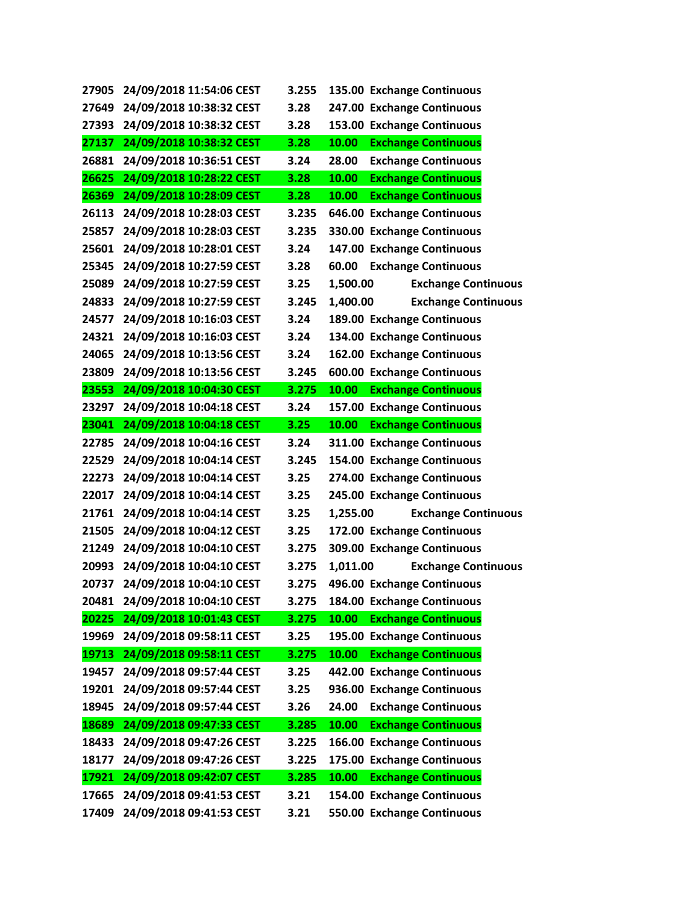| | | | | |
|---|---|---|---|---|
| 27905 | 24/09/2018 11:54:06 CEST | 3.255 | 135.00 | Exchange Continuous |
| 27649 | 24/09/2018 10:38:32 CEST | 3.28 | 247.00 | Exchange Continuous |
| 27393 | 24/09/2018 10:38:32 CEST | 3.28 | 153.00 | Exchange Continuous |
| 27137 | 24/09/2018 10:38:32 CEST | 3.28 | 10.00 | Exchange Continuous |
| 26881 | 24/09/2018 10:36:51 CEST | 3.24 | 28.00 | Exchange Continuous |
| 26625 | 24/09/2018 10:28:22 CEST | 3.28 | 10.00 | Exchange Continuous |
| 26369 | 24/09/2018 10:28:09 CEST | 3.28 | 10.00 | Exchange Continuous |
| 26113 | 24/09/2018 10:28:03 CEST | 3.235 | 646.00 | Exchange Continuous |
| 25857 | 24/09/2018 10:28:03 CEST | 3.235 | 330.00 | Exchange Continuous |
| 25601 | 24/09/2018 10:28:01 CEST | 3.24 | 147.00 | Exchange Continuous |
| 25345 | 24/09/2018 10:27:59 CEST | 3.28 | 60.00 | Exchange Continuous |
| 25089 | 24/09/2018 10:27:59 CEST | 3.25 | 1,500.00 | Exchange Continuous |
| 24833 | 24/09/2018 10:27:59 CEST | 3.245 | 1,400.00 | Exchange Continuous |
| 24577 | 24/09/2018 10:16:03 CEST | 3.24 | 189.00 | Exchange Continuous |
| 24321 | 24/09/2018 10:16:03 CEST | 3.24 | 134.00 | Exchange Continuous |
| 24065 | 24/09/2018 10:13:56 CEST | 3.24 | 162.00 | Exchange Continuous |
| 23809 | 24/09/2018 10:13:56 CEST | 3.245 | 600.00 | Exchange Continuous |
| 23553 | 24/09/2018 10:04:30 CEST | 3.275 | 10.00 | Exchange Continuous |
| 23297 | 24/09/2018 10:04:18 CEST | 3.24 | 157.00 | Exchange Continuous |
| 23041 | 24/09/2018 10:04:18 CEST | 3.25 | 10.00 | Exchange Continuous |
| 22785 | 24/09/2018 10:04:16 CEST | 3.24 | 311.00 | Exchange Continuous |
| 22529 | 24/09/2018 10:04:14 CEST | 3.245 | 154.00 | Exchange Continuous |
| 22273 | 24/09/2018 10:04:14 CEST | 3.25 | 274.00 | Exchange Continuous |
| 22017 | 24/09/2018 10:04:14 CEST | 3.25 | 245.00 | Exchange Continuous |
| 21761 | 24/09/2018 10:04:14 CEST | 3.25 | 1,255.00 | Exchange Continuous |
| 21505 | 24/09/2018 10:04:12 CEST | 3.25 | 172.00 | Exchange Continuous |
| 21249 | 24/09/2018 10:04:10 CEST | 3.275 | 309.00 | Exchange Continuous |
| 20993 | 24/09/2018 10:04:10 CEST | 3.275 | 1,011.00 | Exchange Continuous |
| 20737 | 24/09/2018 10:04:10 CEST | 3.275 | 496.00 | Exchange Continuous |
| 20481 | 24/09/2018 10:04:10 CEST | 3.275 | 184.00 | Exchange Continuous |
| 20225 | 24/09/2018 10:01:43 CEST | 3.275 | 10.00 | Exchange Continuous |
| 19969 | 24/09/2018 09:58:11 CEST | 3.25 | 195.00 | Exchange Continuous |
| 19713 | 24/09/2018 09:58:11 CEST | 3.275 | 10.00 | Exchange Continuous |
| 19457 | 24/09/2018 09:57:44 CEST | 3.25 | 442.00 | Exchange Continuous |
| 19201 | 24/09/2018 09:57:44 CEST | 3.25 | 936.00 | Exchange Continuous |
| 18945 | 24/09/2018 09:57:44 CEST | 3.26 | 24.00 | Exchange Continuous |
| 18689 | 24/09/2018 09:47:33 CEST | 3.285 | 10.00 | Exchange Continuous |
| 18433 | 24/09/2018 09:47:26 CEST | 3.225 | 166.00 | Exchange Continuous |
| 18177 | 24/09/2018 09:47:26 CEST | 3.225 | 175.00 | Exchange Continuous |
| 17921 | 24/09/2018 09:42:07 CEST | 3.285 | 10.00 | Exchange Continuous |
| 17665 | 24/09/2018 09:41:53 CEST | 3.21 | 154.00 | Exchange Continuous |
| 17409 | 24/09/2018 09:41:53 CEST | 3.21 | 550.00 | Exchange Continuous |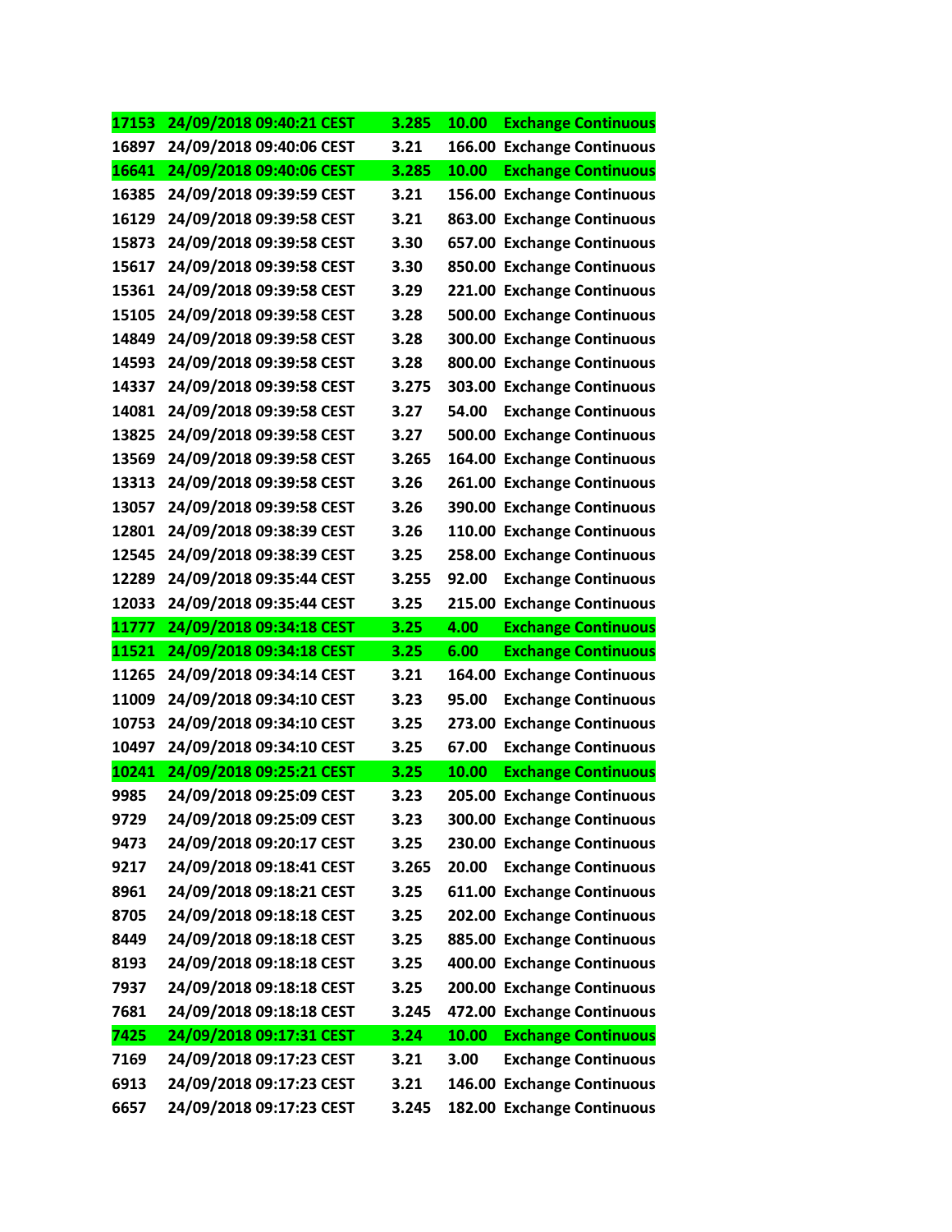| | | | | |
|---|---|---|---|---|
| 17153 | 24/09/2018 09:40:21 CEST | 3.285 | 10.00 | Exchange Continuous |
| 16897 | 24/09/2018 09:40:06 CEST | 3.21 | 166.00 | Exchange Continuous |
| 16641 | 24/09/2018 09:40:06 CEST | 3.285 | 10.00 | Exchange Continuous |
| 16385 | 24/09/2018 09:39:59 CEST | 3.21 | 156.00 | Exchange Continuous |
| 16129 | 24/09/2018 09:39:58 CEST | 3.21 | 863.00 | Exchange Continuous |
| 15873 | 24/09/2018 09:39:58 CEST | 3.30 | 657.00 | Exchange Continuous |
| 15617 | 24/09/2018 09:39:58 CEST | 3.30 | 850.00 | Exchange Continuous |
| 15361 | 24/09/2018 09:39:58 CEST | 3.29 | 221.00 | Exchange Continuous |
| 15105 | 24/09/2018 09:39:58 CEST | 3.28 | 500.00 | Exchange Continuous |
| 14849 | 24/09/2018 09:39:58 CEST | 3.28 | 300.00 | Exchange Continuous |
| 14593 | 24/09/2018 09:39:58 CEST | 3.28 | 800.00 | Exchange Continuous |
| 14337 | 24/09/2018 09:39:58 CEST | 3.275 | 303.00 | Exchange Continuous |
| 14081 | 24/09/2018 09:39:58 CEST | 3.27 | 54.00 | Exchange Continuous |
| 13825 | 24/09/2018 09:39:58 CEST | 3.27 | 500.00 | Exchange Continuous |
| 13569 | 24/09/2018 09:39:58 CEST | 3.265 | 164.00 | Exchange Continuous |
| 13313 | 24/09/2018 09:39:58 CEST | 3.26 | 261.00 | Exchange Continuous |
| 13057 | 24/09/2018 09:39:58 CEST | 3.26 | 390.00 | Exchange Continuous |
| 12801 | 24/09/2018 09:38:39 CEST | 3.26 | 110.00 | Exchange Continuous |
| 12545 | 24/09/2018 09:38:39 CEST | 3.25 | 258.00 | Exchange Continuous |
| 12289 | 24/09/2018 09:35:44 CEST | 3.255 | 92.00 | Exchange Continuous |
| 12033 | 24/09/2018 09:35:44 CEST | 3.25 | 215.00 | Exchange Continuous |
| 11777 | 24/09/2018 09:34:18 CEST | 3.25 | 4.00 | Exchange Continuous |
| 11521 | 24/09/2018 09:34:18 CEST | 3.25 | 6.00 | Exchange Continuous |
| 11265 | 24/09/2018 09:34:14 CEST | 3.21 | 164.00 | Exchange Continuous |
| 11009 | 24/09/2018 09:34:10 CEST | 3.23 | 95.00 | Exchange Continuous |
| 10753 | 24/09/2018 09:34:10 CEST | 3.25 | 273.00 | Exchange Continuous |
| 10497 | 24/09/2018 09:34:10 CEST | 3.25 | 67.00 | Exchange Continuous |
| 10241 | 24/09/2018 09:25:21 CEST | 3.25 | 10.00 | Exchange Continuous |
| 9985 | 24/09/2018 09:25:09 CEST | 3.23 | 205.00 | Exchange Continuous |
| 9729 | 24/09/2018 09:25:09 CEST | 3.23 | 300.00 | Exchange Continuous |
| 9473 | 24/09/2018 09:20:17 CEST | 3.25 | 230.00 | Exchange Continuous |
| 9217 | 24/09/2018 09:18:41 CEST | 3.265 | 20.00 | Exchange Continuous |
| 8961 | 24/09/2018 09:18:21 CEST | 3.25 | 611.00 | Exchange Continuous |
| 8705 | 24/09/2018 09:18:18 CEST | 3.25 | 202.00 | Exchange Continuous |
| 8449 | 24/09/2018 09:18:18 CEST | 3.25 | 885.00 | Exchange Continuous |
| 8193 | 24/09/2018 09:18:18 CEST | 3.25 | 400.00 | Exchange Continuous |
| 7937 | 24/09/2018 09:18:18 CEST | 3.25 | 200.00 | Exchange Continuous |
| 7681 | 24/09/2018 09:18:18 CEST | 3.245 | 472.00 | Exchange Continuous |
| 7425 | 24/09/2018 09:17:31 CEST | 3.24 | 10.00 | Exchange Continuous |
| 7169 | 24/09/2018 09:17:23 CEST | 3.21 | 3.00 | Exchange Continuous |
| 6913 | 24/09/2018 09:17:23 CEST | 3.21 | 146.00 | Exchange Continuous |
| 6657 | 24/09/2018 09:17:23 CEST | 3.245 | 182.00 | Exchange Continuous |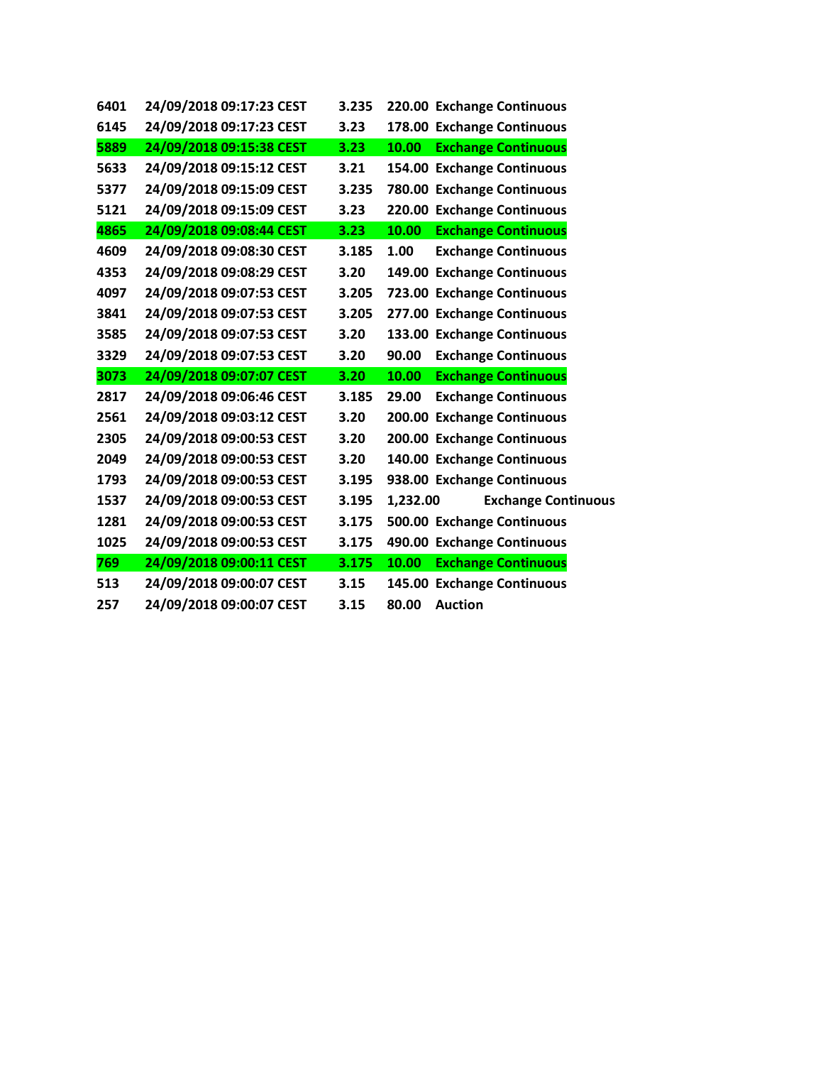| | | | | |
|---|---|---|---|---|
| **6401** | **24/09/2018 09:17:23 CEST** | **3.235** | **220.00** | **Exchange Continuous** |
| **6145** | **24/09/2018 09:17:23 CEST** | **3.23** | **178.00** | **Exchange Continuous** |
| **5889** | **24/09/2018 09:15:38 CEST** | **3.23** | **10.00** | **Exchange Continuous** |
| **5633** | **24/09/2018 09:15:12 CEST** | **3.21** | **154.00** | **Exchange Continuous** |
| **5377** | **24/09/2018 09:15:09 CEST** | **3.235** | **780.00** | **Exchange Continuous** |
| **5121** | **24/09/2018 09:15:09 CEST** | **3.23** | **220.00** | **Exchange Continuous** |
| **4865** | **24/09/2018 09:08:44 CEST** | **3.23** | **10.00** | **Exchange Continuous** |
| **4609** | **24/09/2018 09:08:30 CEST** | **3.185** | **1.00** | **Exchange Continuous** |
| **4353** | **24/09/2018 09:08:29 CEST** | **3.20** | **149.00** | **Exchange Continuous** |
| **4097** | **24/09/2018 09:07:53 CEST** | **3.205** | **723.00** | **Exchange Continuous** |
| **3841** | **24/09/2018 09:07:53 CEST** | **3.205** | **277.00** | **Exchange Continuous** |
| **3585** | **24/09/2018 09:07:53 CEST** | **3.20** | **133.00** | **Exchange Continuous** |
| **3329** | **24/09/2018 09:07:53 CEST** | **3.20** | **90.00** | **Exchange Continuous** |
| **3073** | **24/09/2018 09:07:07 CEST** | **3.20** | **10.00** | **Exchange Continuous** |
| **2817** | **24/09/2018 09:06:46 CEST** | **3.185** | **29.00** | **Exchange Continuous** |
| **2561** | **24/09/2018 09:03:12 CEST** | **3.20** | **200.00** | **Exchange Continuous** |
| **2305** | **24/09/2018 09:00:53 CEST** | **3.20** | **200.00** | **Exchange Continuous** |
| **2049** | **24/09/2018 09:00:53 CEST** | **3.20** | **140.00** | **Exchange Continuous** |
| **1793** | **24/09/2018 09:00:53 CEST** | **3.195** | **938.00** | **Exchange Continuous** |
| **1537** | **24/09/2018 09:00:53 CEST** | **3.195** | **1,232.00** | **Exchange Continuous** |
| **1281** | **24/09/2018 09:00:53 CEST** | **3.175** | **500.00** | **Exchange Continuous** |
| **1025** | **24/09/2018 09:00:53 CEST** | **3.175** | **490.00** | **Exchange Continuous** |
| **769** | **24/09/2018 09:00:11 CEST** | **3.175** | **10.00** | **Exchange Continuous** |
| **513** | **24/09/2018 09:00:07 CEST** | **3.15** | **145.00** | **Exchange Continuous** |
| **257** | **24/09/2018 09:00:07 CEST** | **3.15** | **80.00** | **Auction** |